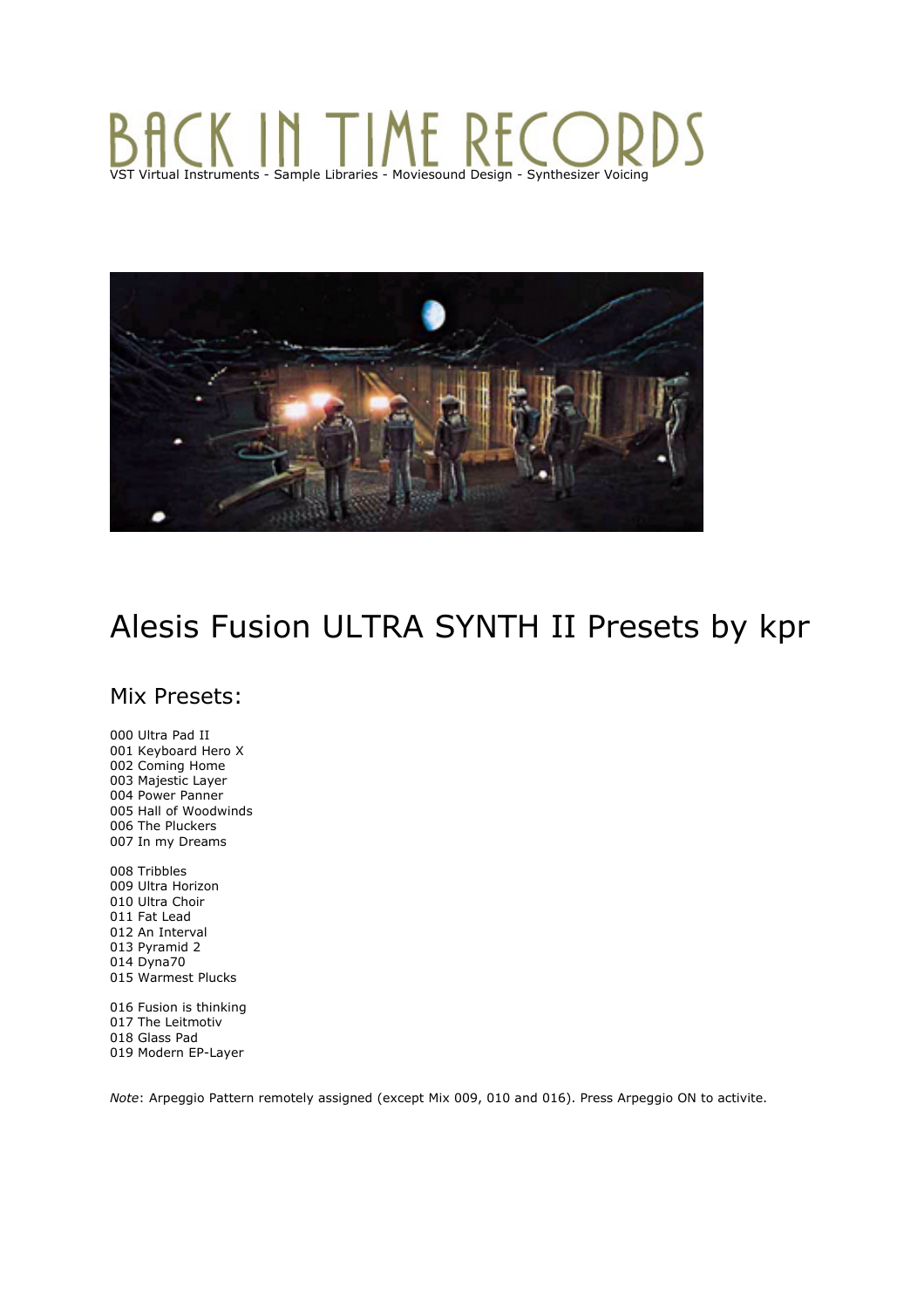# BACK IN TIME RECORDS

VST Virtual Instruments - Sample Libraries - Moviesound Design - Synthesizer Voicing

# Alesis Fusion ULTRA SYNTH II Presets by kpr

## Mix Presets:

000 Ultra Pad II
001 Keyboard Hero X
002 Coming Home
003 Majestic Layer
004 Power Panner
005 Hall of Woodwinds
006 The Pluckers
007 In my Dreams

008 Tribbles
009 Ultra Horizon
010 Ultra Choir
011 Fat Lead
012 An Interval
013 Pyramid 2
014 Dyna70
015 Warmest Plucks

016 Fusion is thinking
017 The Leitmotiv
018 Glass Pad
019 Modern EP-Layer

*Note*: Arpeggio Pattern remotely assigned (except Mix 009, 010 and 016). Press Arpeggio ON to activite.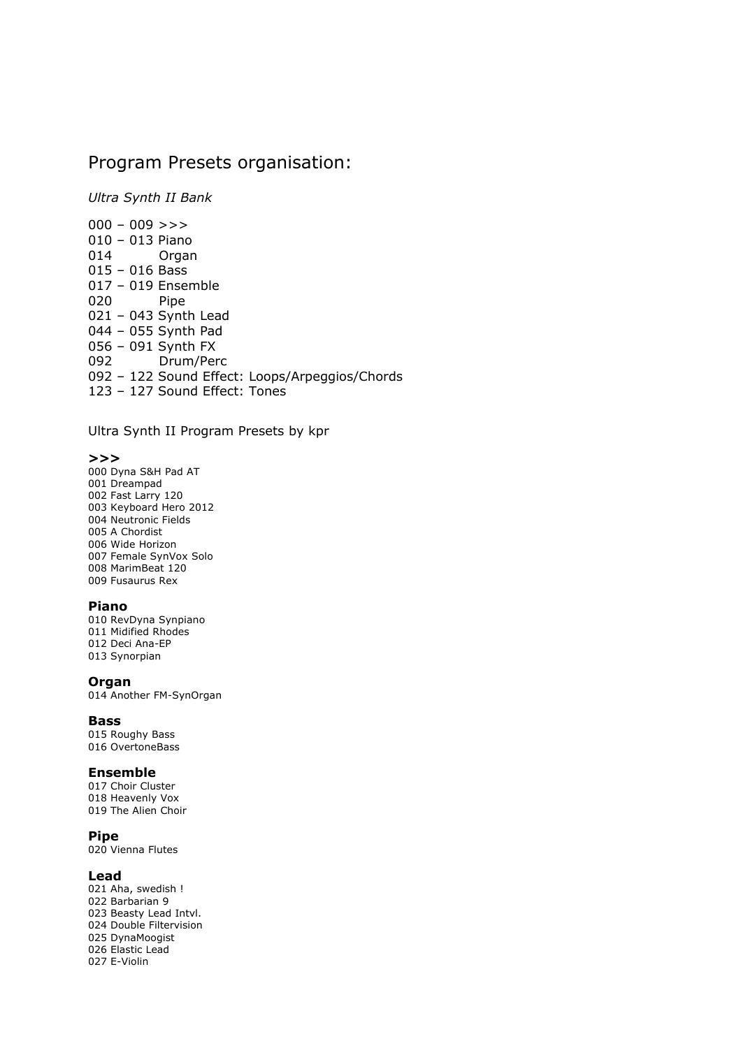## Program Presets organisation:

*Ultra Synth II Bank*

000 – 009 >>>
010 – 013 Piano
014 Organ
015 – 016 Bass
017 – 019 Ensemble
020 Pipe
021 – 043 Synth Lead
044 – 055 Synth Pad
056 – 091 Synth FX
092 Drum/Perc
092 – 122 Sound Effect: Loops/Arpeggios/Chords
123 – 127 Sound Effect: Tones

Ultra Synth II Program Presets by kpr

**>>>**
000 Dyna S&H Pad AT
001 Dreampad
002 Fast Larry 120
003 Keyboard Hero 2012
004 Neutronic Fields
005 A Chordist
006 Wide Horizon
007 Female SynVox Solo
008 MarimBeat 120
009 Fusaurus Rex

**Piano**
010 RevDyna Synpiano
011 Midified Rhodes
012 Deci Ana-EP
013 Synorpian

**Organ**
014 Another FM-SynOrgan

**Bass**
015 Roughy Bass
016 OvertoneBass

**Ensemble**
017 Choir Cluster
018 Heavenly Vox
019 The Alien Choir

**Pipe**
020 Vienna Flutes

**Lead**
021 Aha, swedish !
022 Barbarian 9
023 Beasty Lead Intvl.
024 Double Filtervision
025 DynaMoogist
026 Elastic Lead
027 E-Violin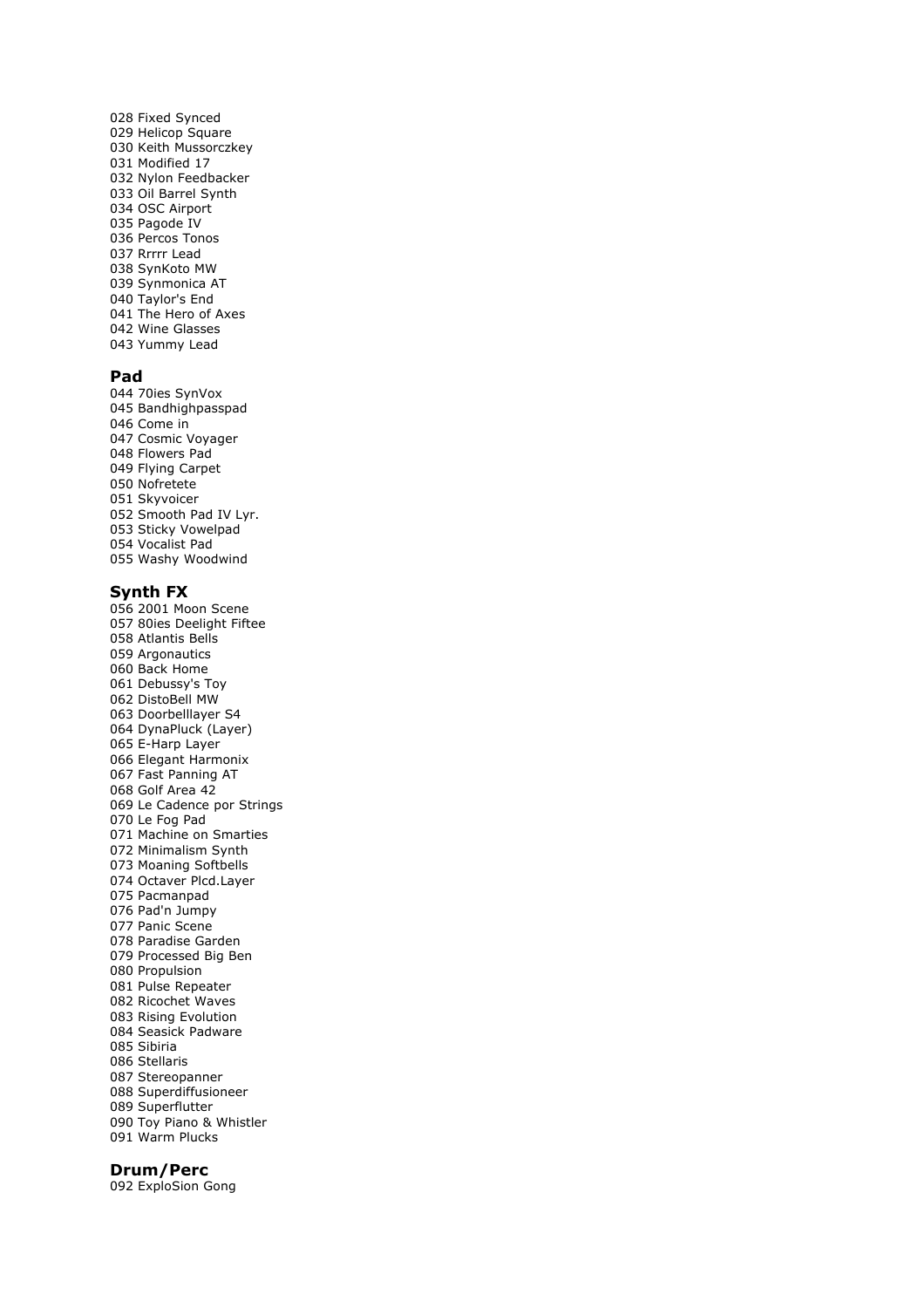028 Fixed Synced
029 Helicop Square
030 Keith Mussorczkey
031 Modified 17
032 Nylon Feedbacker
033 Oil Barrel Synth
034 OSC Airport
035 Pagode IV
036 Percos Tonos
037 Rrrrr Lead
038 SynKoto MW
039 Synmonica AT
040 Taylor's End
041 The Hero of Axes
042 Wine Glasses
043 Yummy Lead

## Pad

044 70ies SynVox
045 Bandhighpasspad
046 Come in
047 Cosmic Voyager
048 Flowers Pad
049 Flying Carpet
050 Nofretete
051 Skyvoicer
052 Smooth Pad IV Lyr.
053 Sticky Vowelpad
054 Vocalist Pad
055 Washy Woodwind

## Synth FX

056 2001 Moon Scene
057 80ies Deelight Fiftee
058 Atlantis Bells
059 Argonautics
060 Back Home
061 Debussy's Toy
062 DistoBell MW
063 Doorbelllayer S4
064 DynaPluck (Layer)
065 E-Harp Layer
066 Elegant Harmonix
067 Fast Panning AT
068 Golf Area 42
069 Le Cadence por Strings
070 Le Fog Pad
071 Machine on Smarties
072 Minimalism Synth
073 Moaning Softbells
074 Octaver Plcd.Layer
075 Pacmanpad
076 Pad'n Jumpy
077 Panic Scene
078 Paradise Garden
079 Processed Big Ben
080 Propulsion
081 Pulse Repeater
082 Ricochet Waves
083 Rising Evolution
084 Seasick Padware
085 Sibiria
086 Stellaris
087 Stereopanner
088 Superdiffusioneer
089 Superflutter
090 Toy Piano & Whistler
091 Warm Plucks

## Drum/Perc

092 ExploSion Gong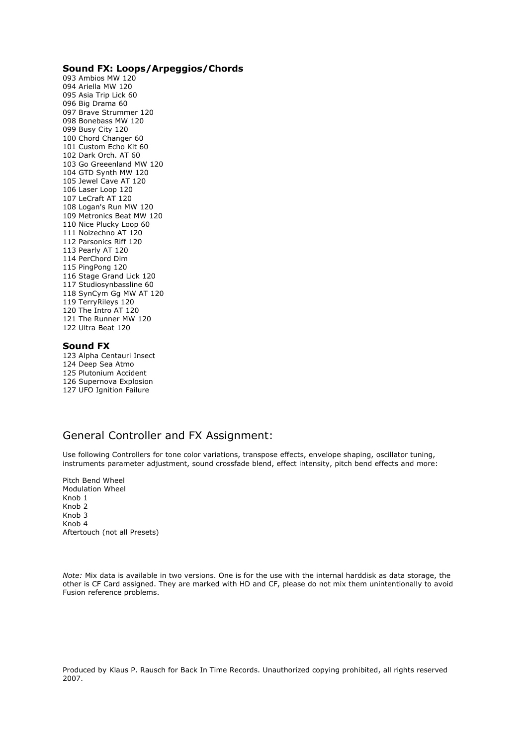### Sound FX: Loops/Arpeggios/Chords

093 Ambios MW 120
094 Ariella MW 120
095 Asia Trip Lick 60
096 Big Drama 60
097 Brave Strummer 120
098 Bonebass MW 120
099 Busy City 120
100 Chord Changer 60
101 Custom Echo Kit 60
102 Dark Orch. AT 60
103 Go Greeenland MW 120
104 GTD Synth MW 120
105 Jewel Cave AT 120
106 Laser Loop 120
107 LeCraft AT 120
108 Logan's Run MW 120
109 Metronics Beat MW 120
110 Nice Plucky Loop 60
111 Noizechno AT 120
112 Parsonics Riff 120
113 Pearly AT 120
114 PerChord Dim
115 PingPong 120
116 Stage Grand Lick 120
117 Studiosynbassline 60
118 SynCym Gg MW AT 120
119 TerryRileys 120
120 The Intro AT 120
121 The Runner MW 120
122 Ultra Beat 120

### Sound FX

123 Alpha Centauri Insect
124 Deep Sea Atmo
125 Plutonium Accident
126 Supernova Explosion
127 UFO Ignition Failure

## General Controller and FX Assignment:

Use following Controllers for tone color variations, transpose effects, envelope shaping, oscillator tuning, instruments parameter adjustment, sound crossfade blend, effect intensity, pitch bend effects and more:

Pitch Bend Wheel
Modulation Wheel
Knob 1
Knob 2
Knob 3
Knob 4
Aftertouch (not all Presets)

*Note:* Mix data is available in two versions. One is for the use with the internal harddisk as data storage, the other is CF Card assigned. They are marked with HD and CF, please do not mix them unintentionally to avoid Fusion reference problems.

Produced by Klaus P. Rausch for Back In Time Records. Unauthorized copying prohibited, all rights reserved 2007.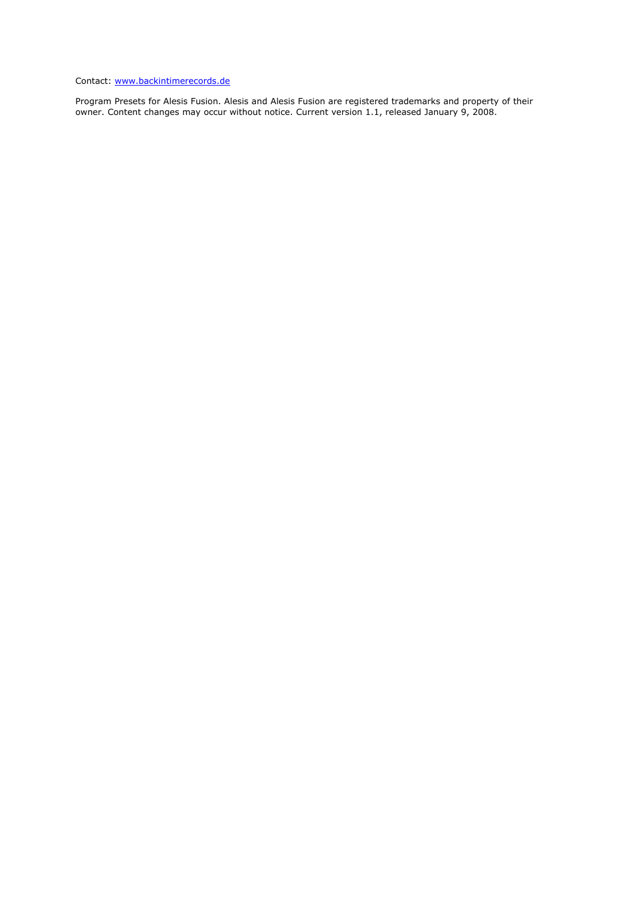Contact: [www.backintimerecords.de](http://www.backintimerecords.de)

Program Presets for Alesis Fusion. Alesis and Alesis Fusion are registered trademarks and property of their owner. Content changes may occur without notice. Current version 1.1, released January 9, 2008.